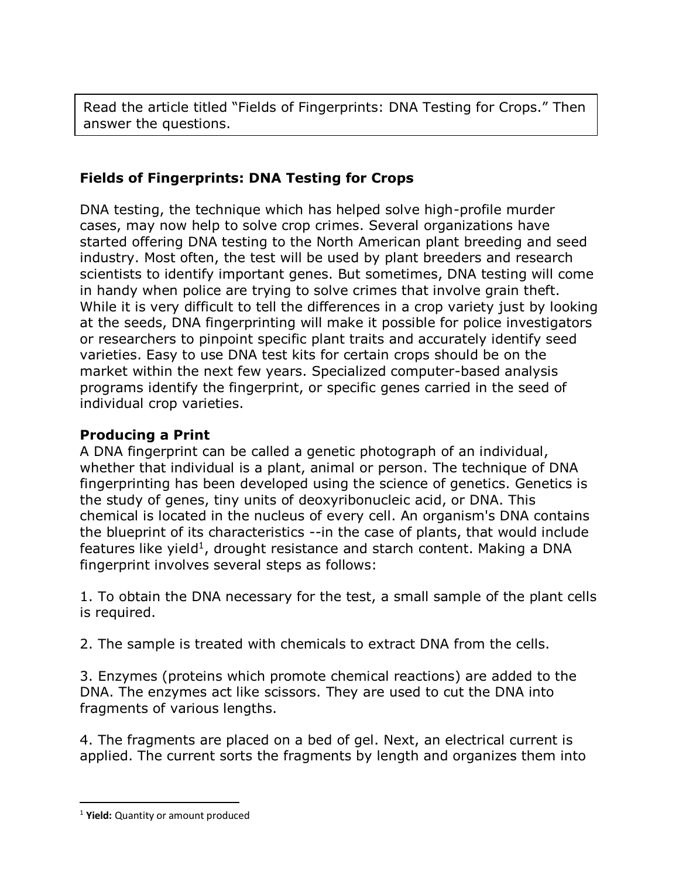Read the article titled "Fields of Fingerprints: DNA Testing for Crops." Then answer the questions.

## Fields of Fingerprints: DNA Testing for Crops

DNA testing, the technique which has helped solve high-profile murder cases, may now help to solve crop crimes. Several organizations have started offering DNA testing to the North American plant breeding and seed industry. Most often, the test will be used by plant breeders and research scientists to identify important genes. But sometimes, DNA testing will come in handy when police are trying to solve crimes that involve grain theft. While it is very difficult to tell the differences in a crop variety just by looking at the seeds, DNA fingerprinting will make it possible for police investigators or researchers to pinpoint specific plant traits and accurately identify seed varieties. Easy to use DNA test kits for certain crops should be on the market within the next few years. Specialized computer-based analysis programs identify the fingerprint, or specific genes carried in the seed of individual crop varieties.

### Producing a Print

A DNA fingerprint can be called a genetic photograph of an individual, whether that individual is a plant, animal or person. The technique of DNA fingerprinting has been developed using the science of genetics. Genetics is the study of genes, tiny units of deoxyribonucleic acid, or DNA. This chemical is located in the nucleus of every cell. An organism's DNA contains the blueprint of its characteristics --in the case of plants, that would include features like yield[1], drought resistance and starch content. Making a DNA fingerprint involves several steps as follows:

1. To obtain the DNA necessary for the test, a small sample of the plant cells is required.

2. The sample is treated with chemicals to extract DNA from the cells.

3. Enzymes (proteins which promote chemical reactions) are added to the DNA. The enzymes act like scissors. They are used to cut the DNA into fragments of various lengths.

4. The fragments are placed on a bed of gel. Next, an electrical current is applied. The current sorts the fragments by length and organizes them into

[1] **Yield:** Quantity or amount produced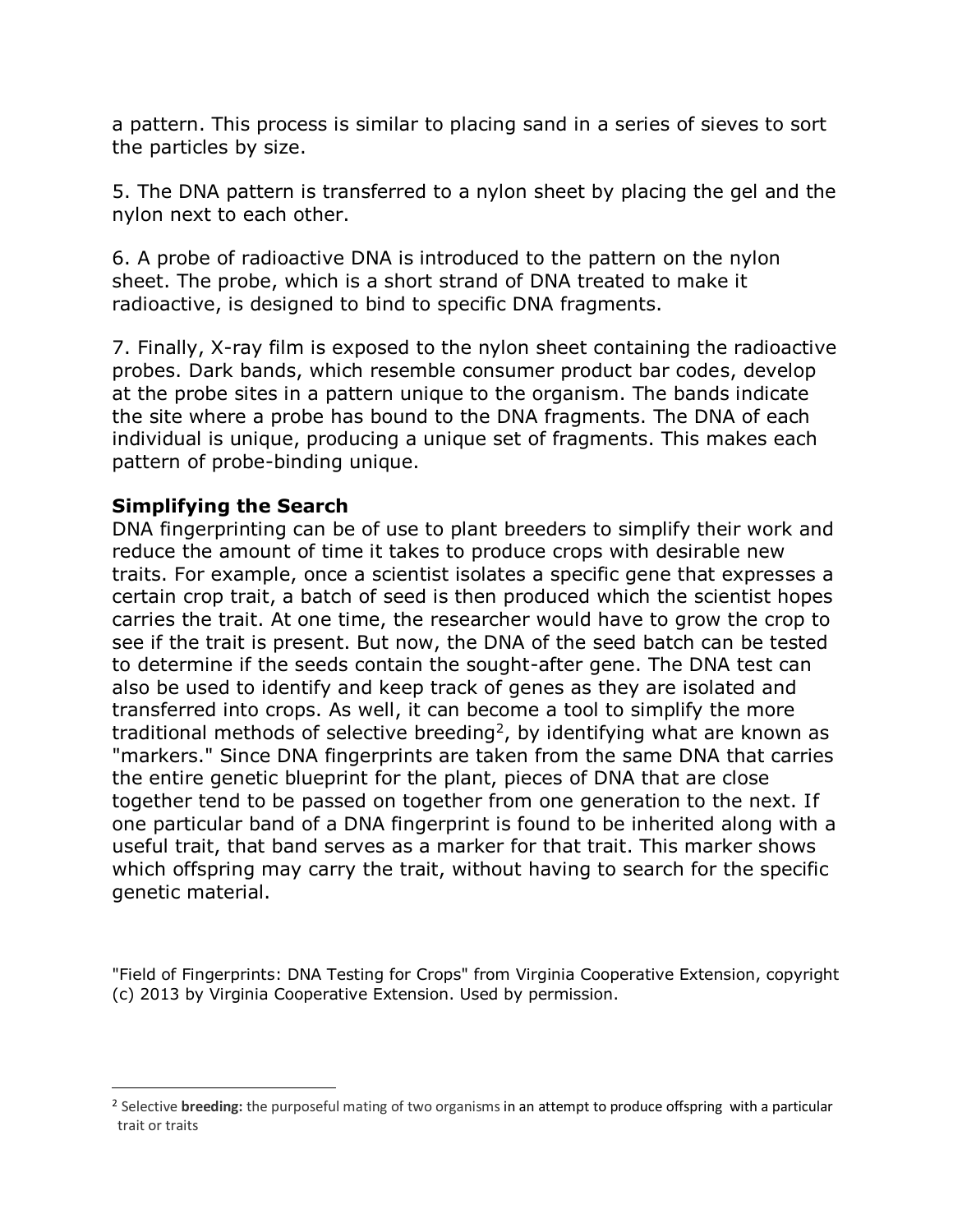a pattern. This process is similar to placing sand in a series of sieves to sort the particles by size.

5. The DNA pattern is transferred to a nylon sheet by placing the gel and the nylon next to each other.

6. A probe of radioactive DNA is introduced to the pattern on the nylon sheet. The probe, which is a short strand of DNA treated to make it radioactive, is designed to bind to specific DNA fragments.

7. Finally, X-ray film is exposed to the nylon sheet containing the radioactive probes. Dark bands, which resemble consumer product bar codes, develop at the probe sites in a pattern unique to the organism. The bands indicate the site where a probe has bound to the DNA fragments. The DNA of each individual is unique, producing a unique set of fragments. This makes each pattern of probe-binding unique.

### Simplifying the Search

DNA fingerprinting can be of use to plant breeders to simplify their work and reduce the amount of time it takes to produce crops with desirable new traits. For example, once a scientist isolates a specific gene that expresses a certain crop trait, a batch of seed is then produced which the scientist hopes carries the trait. At one time, the researcher would have to grow the crop to see if the trait is present. But now, the DNA of the seed batch can be tested to determine if the seeds contain the sought-after gene. The DNA test can also be used to identify and keep track of genes as they are isolated and transferred into crops. As well, it can become a tool to simplify the more traditional methods of selective breeding[2], by identifying what are known as "markers." Since DNA fingerprints are taken from the same DNA that carries the entire genetic blueprint for the plant, pieces of DNA that are close together tend to be passed on together from one generation to the next. If one particular band of a DNA fingerprint is found to be inherited along with a useful trait, that band serves as a marker for that trait. This marker shows which offspring may carry the trait, without having to search for the specific genetic material.

"Field of Fingerprints: DNA Testing for Crops" from Virginia Cooperative Extension, copyright (c) 2013 by Virginia Cooperative Extension. Used by permission.

[2] Selective **breeding:** the purposeful mating of two organisms in an attempt to produce offspring with a particular trait or traits